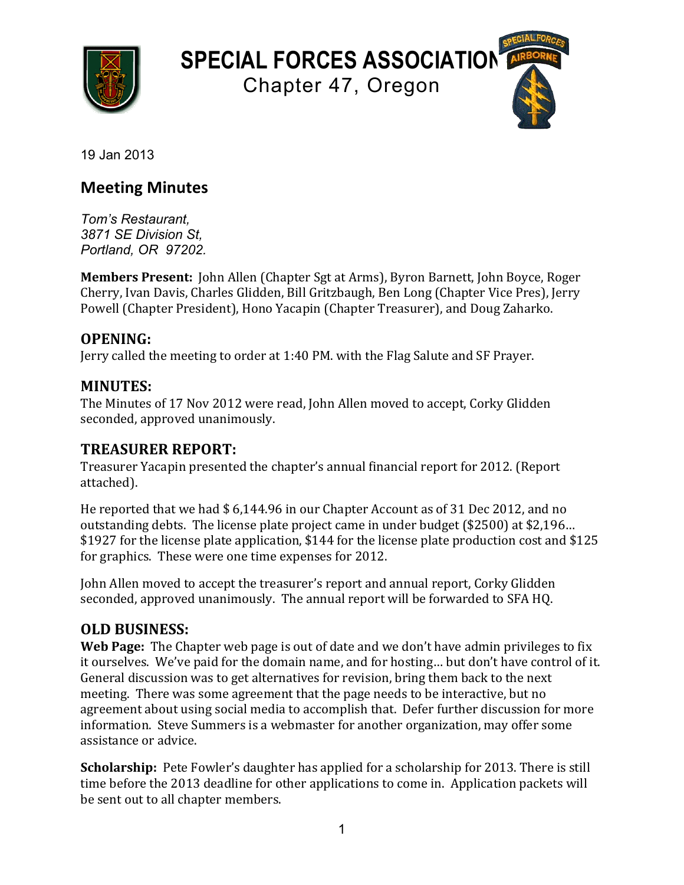# SPECIAL FORCES ASSOCIATION

Chapter 47, Oregon

19 Jan 2013

## Meeting Minutes

*Tom's Restaurant,*
*3871 SE Division St,*
*Portland, OR 97202.*

**Members Present:** John Allen (Chapter Sgt at Arms), Byron Barnett, John Boyce, Roger Cherry, Ivan Davis, Charles Glidden, Bill Gritzbaugh, Ben Long (Chapter Vice Pres), Jerry Powell (Chapter President), Hono Yacapin (Chapter Treasurer), and Doug Zaharko.

### OPENING:

Jerry called the meeting to order at 1:40 PM. with the Flag Salute and SF Prayer.

### MINUTES:

The Minutes of 17 Nov 2012 were read, John Allen moved to accept, Corky Glidden seconded, approved unanimously.

### TREASURER REPORT:

Treasurer Yacapin presented the chapter's annual financial report for 2012. (Report attached).

He reported that we had $ 6,144.96 in our Chapter Account as of 31 Dec 2012, and no outstanding debts. The license plate project came in under budget ($2500) at $2,196… $1927 for the license plate application, $144 for the license plate production cost and $125 for graphics. These were one time expenses for 2012.

John Allen moved to accept the treasurer's report and annual report, Corky Glidden seconded, approved unanimously. The annual report will be forwarded to SFA HQ.

### OLD BUSINESS:

**Web Page:** The Chapter web page is out of date and we don't have admin privileges to fix it ourselves. We've paid for the domain name, and for hosting… but don't have control of it. General discussion was to get alternatives for revision, bring them back to the next meeting. There was some agreement that the page needs to be interactive, but no agreement about using social media to accomplish that. Defer further discussion for more information. Steve Summers is a webmaster for another organization, may offer some assistance or advice.

**Scholarship:** Pete Fowler's daughter has applied for a scholarship for 2013. There is still time before the 2013 deadline for other applications to come in. Application packets will be sent out to all chapter members.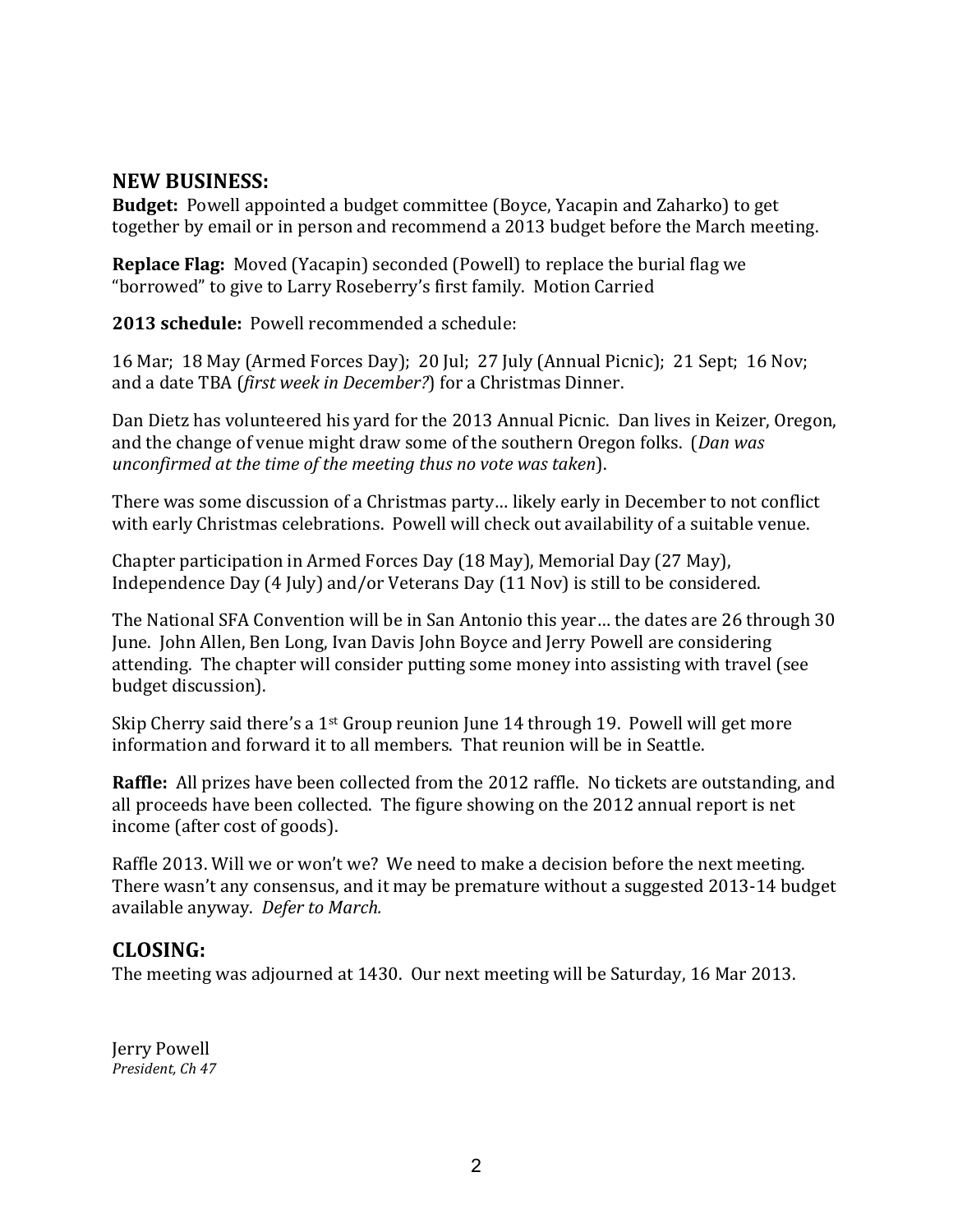## NEW BUSINESS:

**Budget:** Powell appointed a budget committee (Boyce, Yacapin and Zaharko) to get together by email or in person and recommend a 2013 budget before the March meeting.

**Replace Flag:** Moved (Yacapin) seconded (Powell) to replace the burial flag we "borrowed" to give to Larry Roseberry's first family. Motion Carried

**2013 schedule:** Powell recommended a schedule:

16 Mar; 18 May (Armed Forces Day); 20 Jul; 27 July (Annual Picnic); 21 Sept; 16 Nov; and a date TBA (*first week in December?*) for a Christmas Dinner.

Dan Dietz has volunteered his yard for the 2013 Annual Picnic. Dan lives in Keizer, Oregon, and the change of venue might draw some of the southern Oregon folks. (*Dan was unconfirmed at the time of the meeting thus no vote was taken*).

There was some discussion of a Christmas party… likely early in December to not conflict with early Christmas celebrations. Powell will check out availability of a suitable venue.

Chapter participation in Armed Forces Day (18 May), Memorial Day (27 May), Independence Day (4 July) and/or Veterans Day (11 Nov) is still to be considered.

The National SFA Convention will be in San Antonio this year… the dates are 26 through 30 June. John Allen, Ben Long, Ivan Davis John Boyce and Jerry Powell are considering attending. The chapter will consider putting some money into assisting with travel (see budget discussion).

Skip Cherry said there's a 1st Group reunion June 14 through 19. Powell will get more information and forward it to all members. That reunion will be in Seattle.

**Raffle:** All prizes have been collected from the 2012 raffle. No tickets are outstanding, and all proceeds have been collected. The figure showing on the 2012 annual report is net income (after cost of goods).

Raffle 2013. Will we or won't we? We need to make a decision before the next meeting. There wasn't any consensus, and it may be premature without a suggested 2013-14 budget available anyway. *Defer to March.*

## CLOSING:

The meeting was adjourned at 1430. Our next meeting will be Saturday, 16 Mar 2013.

Jerry Powell
*President, Ch 47*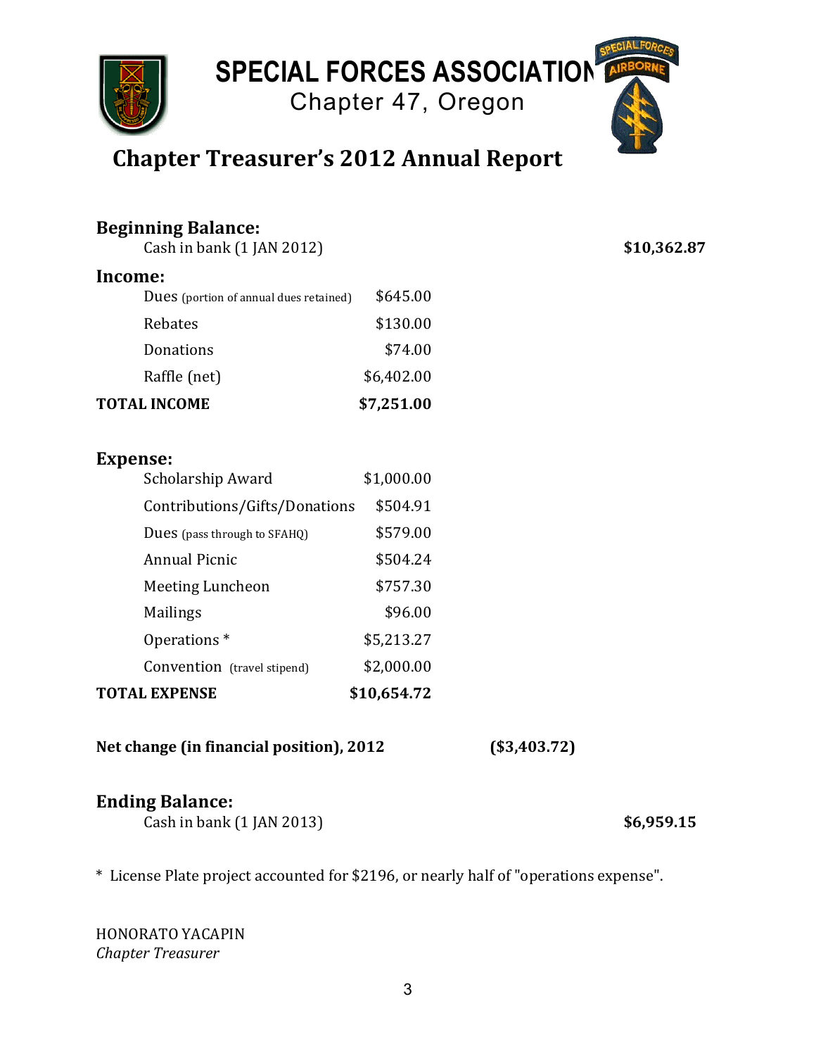# SPECIAL FORCES ASSOCIATION

Chapter 47, Oregon

## Chapter Treasurer's 2012 Annual Report

| | | | |
|---|---|---|---|
| **Beginning Balance:** | | | |
| Cash in bank (1 JAN 2012) | | | **$10,362.87** |
| **Income:** | | | |
| Dues (portion of annual dues retained) | $645.00 | | |
| Rebates | $130.00 | | |
| Donations | $74.00 | | |
| Raffle (net) | $6,402.00 | | |
| **TOTAL INCOME** | **$7,251.00** | | |
| **Expense:** | | | |
| Scholarship Award | $1,000.00 | | |
| Contributions/Gifts/Donations | $504.91 | | |
| Dues (pass through to SFAHQ) | $579.00 | | |
| Annual Picnic | $504.24 | | |
| Meeting Luncheon | $757.30 | | |
| Mailings | $96.00 | | |
| Operations * | $5,213.27 | | |
| Convention (travel stipend) | $2,000.00 | | |
| **TOTAL EXPENSE** | **$10,654.72** | | |
| **Net change (in financial position), 2012** | | **($3,403.72)** | |
| **Ending Balance:** | | | |
| Cash in bank (1 JAN 2013) | | | **$6,959.15** |

* License Plate project accounted for $2196, or nearly half of "operations expense".

HONORATO YACAPIN
*Chapter Treasurer*